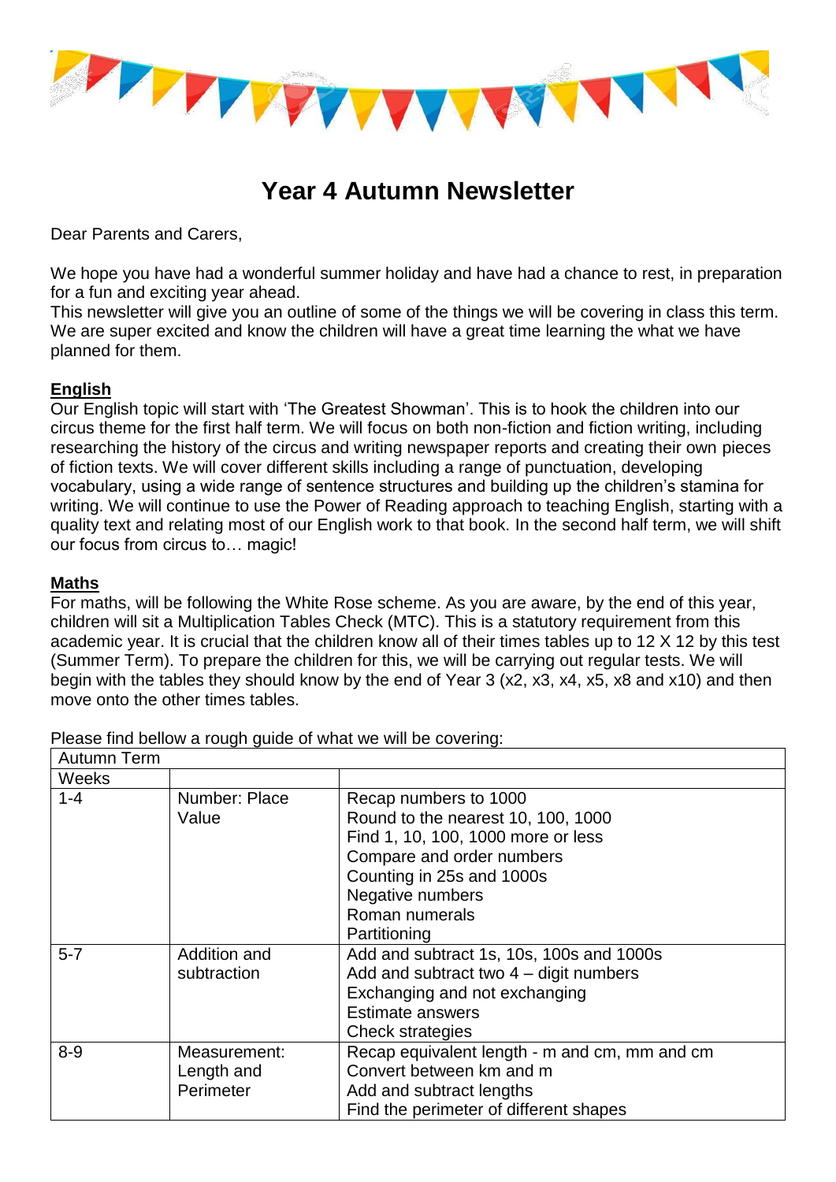# Year 4 Autumn Newsletter

Dear Parents and Carers,

We hope you have had a wonderful summer holiday and have had a chance to rest, in preparation for a fun and exciting year ahead.
This newsletter will give you an outline of some of the things we will be covering in class this term. We are super excited and know the children will have a great time learning the what we have planned for them.

## English

Our English topic will start with 'The Greatest Showman'. This is to hook the children into our circus theme for the first half term. We will focus on both non-fiction and fiction writing, including researching the history of the circus and writing newspaper reports and creating their own pieces of fiction texts. We will cover different skills including a range of punctuation, developing vocabulary, using a wide range of sentence structures and building up the children's stamina for writing. We will continue to use the Power of Reading approach to teaching English, starting with a quality text and relating most of our English work to that book. In the second half term, we will shift our focus from circus to… magic!

## Maths

For maths, will be following the White Rose scheme. As you are aware, by the end of this year, children will sit a Multiplication Tables Check (MTC). This is a statutory requirement from this academic year. It is crucial that the children know all of their times tables up to 12 X 12 by this test (Summer Term). To prepare the children for this, we will be carrying out regular tests. We will begin with the tables they should know by the end of Year 3 (x2, x3, x4, x5, x8 and x10) and then move onto the other times tables.

Please find bellow a rough guide of what we will be covering:

| Autumn Term | | |
|---|---|---|
| Weeks | | |
| 1-4 | Number: Place Value | Recap numbers to 1000<br>Round to the nearest 10, 100, 1000<br>Find 1, 10, 100, 1000 more or less<br>Compare and order numbers<br>Counting in 25s and 1000s<br>Negative numbers<br>Roman numerals<br>Partitioning |
| 5-7 | Addition and subtraction | Add and subtract 1s, 10s, 100s and 1000s<br>Add and subtract two 4 – digit numbers<br>Exchanging and not exchanging<br>Estimate answers<br>Check strategies |
| 8-9 | Measurement: Length and Perimeter | Recap equivalent length - m and cm, mm and cm<br>Convert between km and m<br>Add and subtract lengths<br>Find the perimeter of different shapes |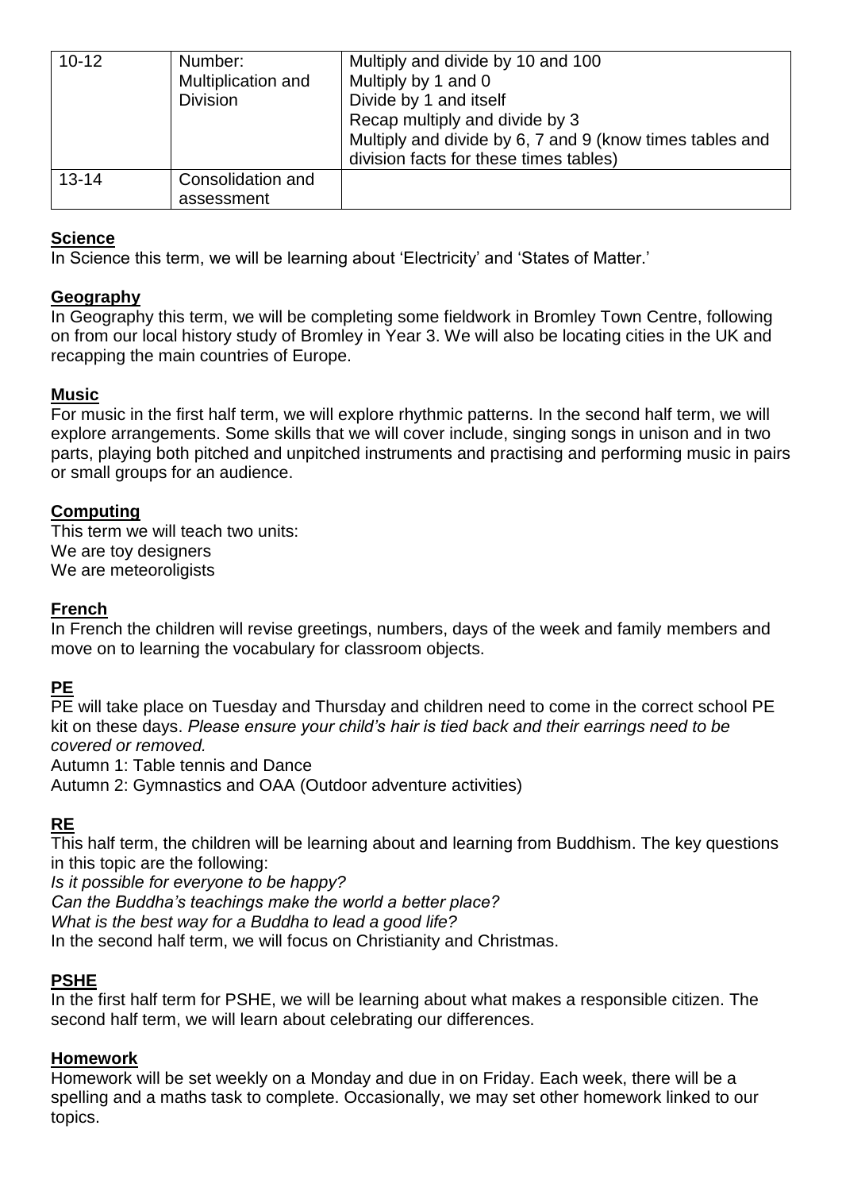| 10-12 | Number: Multiplication and Division | Multiply and divide by 10 and 100<br>Multiply by 1 and 0<br>Divide by 1 and itself<br>Recap multiply and divide by 3<br>Multiply and divide by 6, 7 and 9 (know times tables and division facts for these times tables) |
|---|---|---|
| 13-14 | Consolidation and assessment | |

**Science**

In Science this term, we will be learning about 'Electricity' and 'States of Matter.'

**Geography**

In Geography this term, we will be completing some fieldwork in Bromley Town Centre, following on from our local history study of Bromley in Year 3. We will also be locating cities in the UK and recapping the main countries of Europe.

**Music**

For music in the first half term, we will explore rhythmic patterns. In the second half term, we will explore arrangements. Some skills that we will cover include, singing songs in unison and in two parts, playing both pitched and unpitched instruments and practising and performing music in pairs or small groups for an audience.

**Computing**

This term we will teach two units:
We are toy designers
We are meteoroligists

**French**

In French the children will revise greetings, numbers, days of the week and family members and move on to learning the vocabulary for classroom objects.

**PE**

PE will take place on Tuesday and Thursday and children need to come in the correct school PE kit on these days. *Please ensure your child's hair is tied back and their earrings need to be covered or removed.*

Autumn 1: Table tennis and Dance
Autumn 2: Gymnastics and OAA (Outdoor adventure activities)

**RE**

This half term, the children will be learning about and learning from Buddhism. The key questions in this topic are the following:

*Is it possible for everyone to be happy?*
*Can the Buddha's teachings make the world a better place?*
*What is the best way for a Buddha to lead a good life?*

In the second half term, we will focus on Christianity and Christmas.

**PSHE**

In the first half term for PSHE, we will be learning about what makes a responsible citizen. The second half term, we will learn about celebrating our differences.

**Homework**

Homework will be set weekly on a Monday and due in on Friday. Each week, there will be a spelling and a maths task to complete. Occasionally, we may set other homework linked to our topics.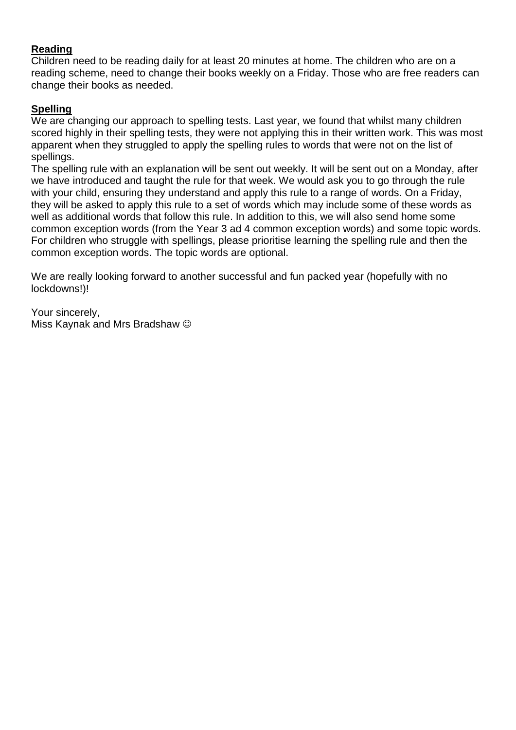**Reading**

Children need to be reading daily for at least 20 minutes at home. The children who are on a reading scheme, need to change their books weekly on a Friday. Those who are free readers can change their books as needed.

**Spelling**

We are changing our approach to spelling tests. Last year, we found that whilst many children scored highly in their spelling tests, they were not applying this in their written work. This was most apparent when they struggled to apply the spelling rules to words that were not on the list of spellings.

The spelling rule with an explanation will be sent out weekly. It will be sent out on a Monday, after we have introduced and taught the rule for that week. We would ask you to go through the rule with your child, ensuring they understand and apply this rule to a range of words. On a Friday, they will be asked to apply this rule to a set of words which may include some of these words as well as additional words that follow this rule. In addition to this, we will also send home some common exception words (from the Year 3 ad 4 common exception words) and some topic words. For children who struggle with spellings, please prioritise learning the spelling rule and then the common exception words. The topic words are optional.

We are really looking forward to another successful and fun packed year (hopefully with no lockdowns!)!

Your sincerely,
Miss Kaynak and Mrs Bradshaw ☺